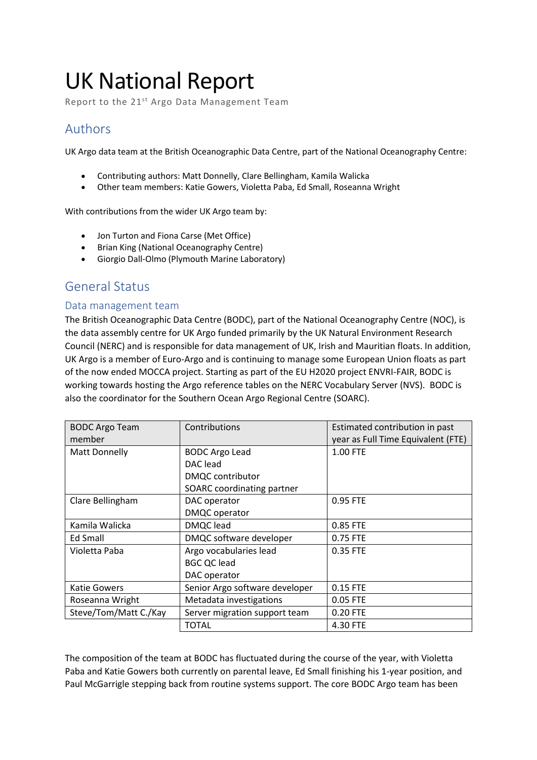# UK National Report

Report to the 21st Argo Data Management Team

## Authors

UK Argo data team at the British Oceanographic Data Centre, part of the National Oceanography Centre:

- Contributing authors: Matt Donnelly, Clare Bellingham, Kamila Walicka
- Other team members: Katie Gowers, Violetta Paba, Ed Small, Roseanna Wright

With contributions from the wider UK Argo team by:

- Jon Turton and Fiona Carse (Met Office)
- Brian King (National Oceanography Centre)
- Giorgio Dall-Olmo (Plymouth Marine Laboratory)

## General Status

### Data management team

The British Oceanographic Data Centre (BODC), part of the National Oceanography Centre (NOC), is the data assembly centre for UK Argo funded primarily by the UK Natural Environment Research Council (NERC) and is responsible for data management of UK, Irish and Mauritian floats. In addition, UK Argo is a member of Euro-Argo and is continuing to manage some European Union floats as part of the now ended MOCCA project. Starting as part of the EU H2020 project ENVRI-FAIR, BODC is working towards hosting the Argo reference tables on the NERC Vocabulary Server (NVS). BODC is also the coordinator for the Southern Ocean Argo Regional Centre (SOARC).

| BODC Argo Team member | Contributions | Estimated contribution in past year as Full Time Equivalent (FTE) |
|---|---|---|
| Matt Donnelly | BODC Argo Lead<br>DAC lead<br>DMQC contributor<br>SOARC coordinating partner | 1.00 FTE |
| Clare Bellingham | DAC operator<br>DMQC operator | 0.95 FTE |
| Kamila Walicka | DMQC lead | 0.85 FTE |
| Ed Small | DMQC software developer | 0.75 FTE |
| Violetta Paba | Argo vocabularies lead<br>BGC QC lead<br>DAC operator | 0.35 FTE |
| Katie Gowers | Senior Argo software developer | 0.15 FTE |
| Roseanna Wright | Metadata investigations | 0.05 FTE |
| Steve/Tom/Matt C./Kay | Server migration support team | 0.20 FTE |
| | TOTAL | 4.30 FTE |

The composition of the team at BODC has fluctuated during the course of the year, with Violetta Paba and Katie Gowers both currently on parental leave, Ed Small finishing his 1-year position, and Paul McGarrigle stepping back from routine systems support. The core BODC Argo team has been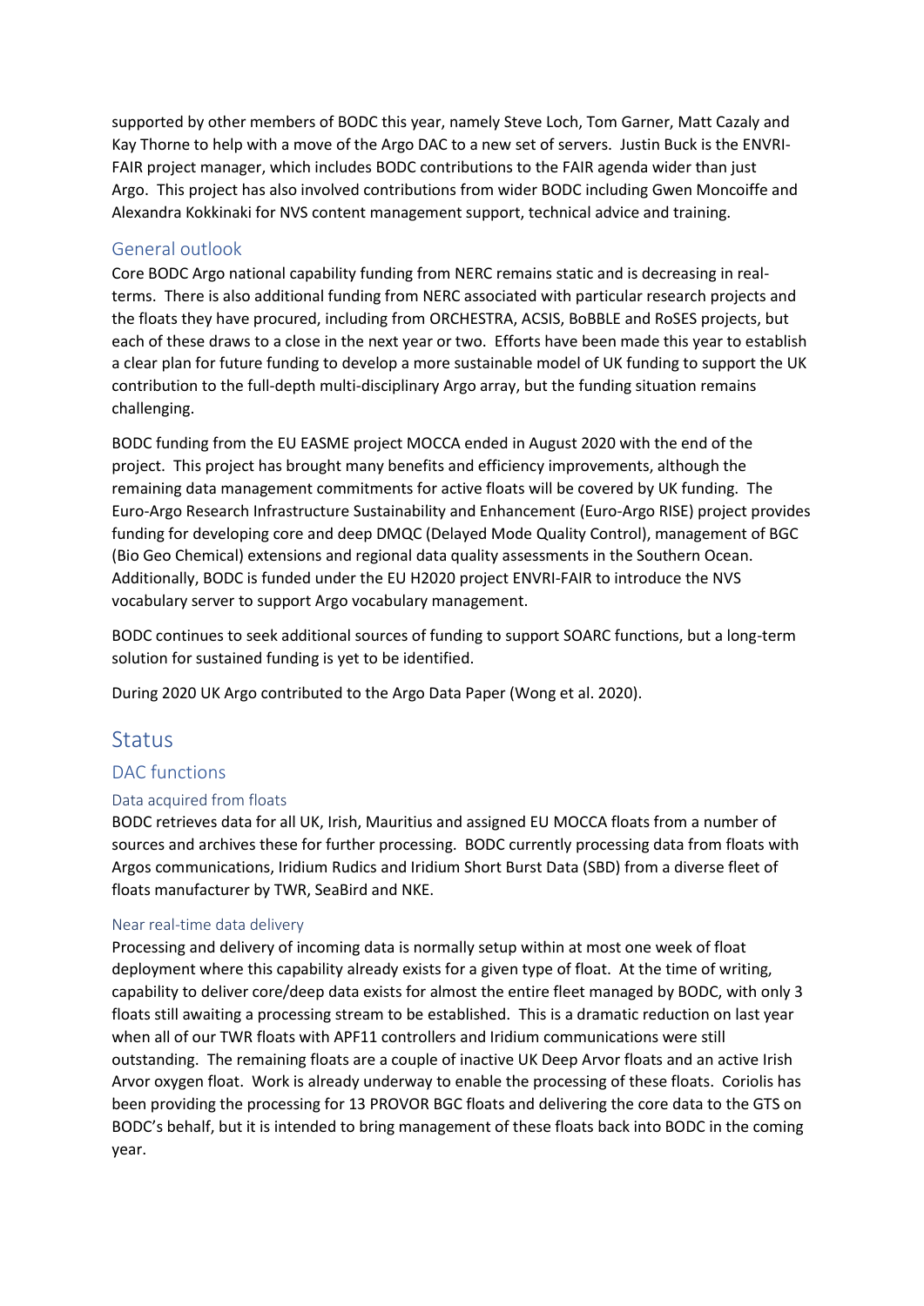supported by other members of BODC this year, namely Steve Loch, Tom Garner, Matt Cazaly and Kay Thorne to help with a move of the Argo DAC to a new set of servers. Justin Buck is the ENVRI-FAIR project manager, which includes BODC contributions to the FAIR agenda wider than just Argo. This project has also involved contributions from wider BODC including Gwen Moncoiffe and Alexandra Kokkinaki for NVS content management support, technical advice and training.

### General outlook

Core BODC Argo national capability funding from NERC remains static and is decreasing in real-terms. There is also additional funding from NERC associated with particular research projects and the floats they have procured, including from ORCHESTRA, ACSIS, BoBBLE and RoSES projects, but each of these draws to a close in the next year or two. Efforts have been made this year to establish a clear plan for future funding to develop a more sustainable model of UK funding to support the UK contribution to the full-depth multi-disciplinary Argo array, but the funding situation remains challenging.

BODC funding from the EU EASME project MOCCA ended in August 2020 with the end of the project. This project has brought many benefits and efficiency improvements, although the remaining data management commitments for active floats will be covered by UK funding. The Euro-Argo Research Infrastructure Sustainability and Enhancement (Euro-Argo RISE) project provides funding for developing core and deep DMQC (Delayed Mode Quality Control), management of BGC (Bio Geo Chemical) extensions and regional data quality assessments in the Southern Ocean. Additionally, BODC is funded under the EU H2020 project ENVRI-FAIR to introduce the NVS vocabulary server to support Argo vocabulary management.

BODC continues to seek additional sources of funding to support SOARC functions, but a long-term solution for sustained funding is yet to be identified.

During 2020 UK Argo contributed to the Argo Data Paper (Wong et al. 2020).

## Status

### DAC functions

#### Data acquired from floats

BODC retrieves data for all UK, Irish, Mauritius and assigned EU MOCCA floats from a number of sources and archives these for further processing. BODC currently processing data from floats with Argos communications, Iridium Rudics and Iridium Short Burst Data (SBD) from a diverse fleet of floats manufacturer by TWR, SeaBird and NKE.

#### Near real-time data delivery

Processing and delivery of incoming data is normally setup within at most one week of float deployment where this capability already exists for a given type of float. At the time of writing, capability to deliver core/deep data exists for almost the entire fleet managed by BODC, with only 3 floats still awaiting a processing stream to be established. This is a dramatic reduction on last year when all of our TWR floats with APF11 controllers and Iridium communications were still outstanding. The remaining floats are a couple of inactive UK Deep Arvor floats and an active Irish Arvor oxygen float. Work is already underway to enable the processing of these floats. Coriolis has been providing the processing for 13 PROVOR BGC floats and delivering the core data to the GTS on BODC's behalf, but it is intended to bring management of these floats back into BODC in the coming year.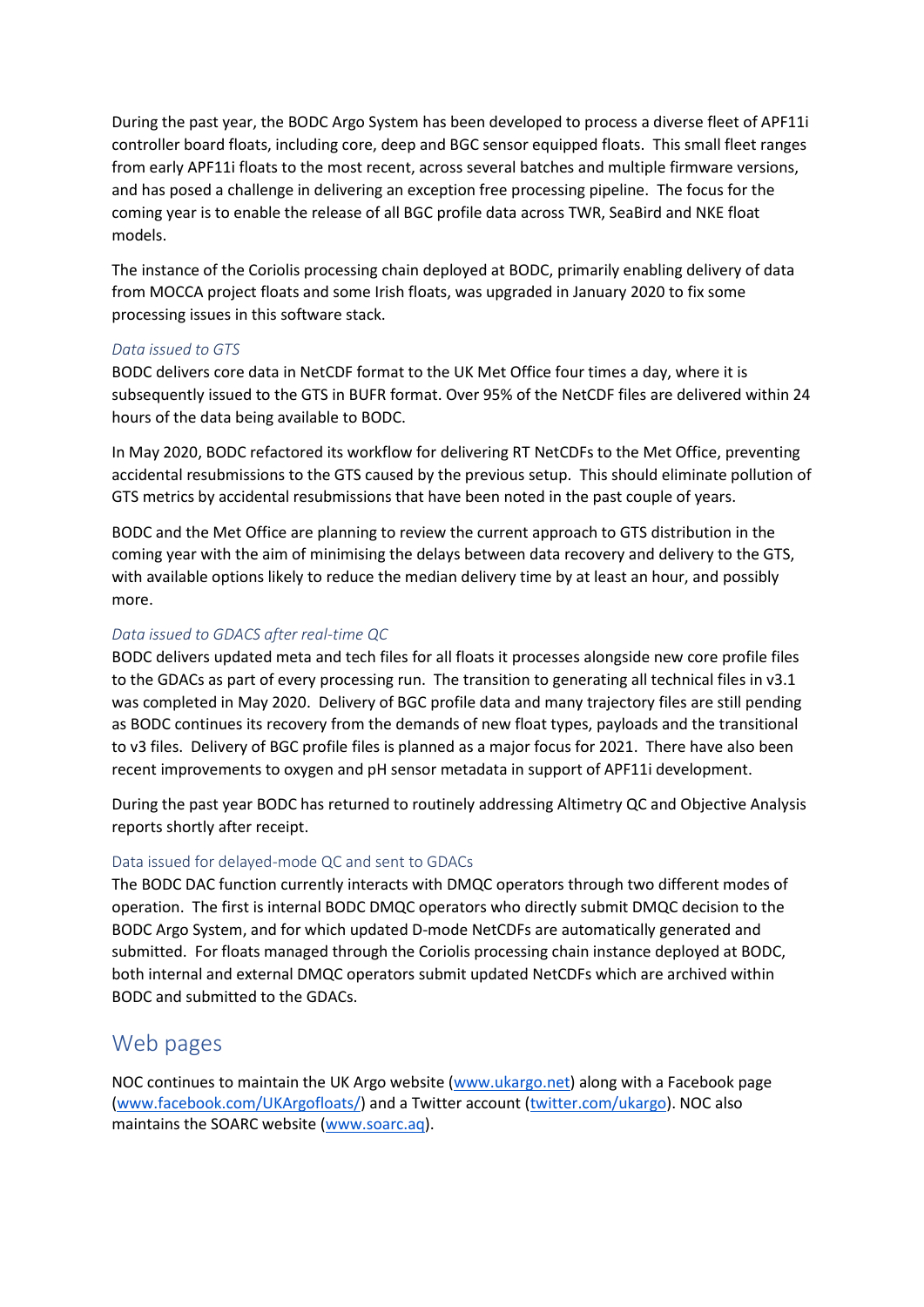During the past year, the BODC Argo System has been developed to process a diverse fleet of APF11i controller board floats, including core, deep and BGC sensor equipped floats. This small fleet ranges from early APF11i floats to the most recent, across several batches and multiple firmware versions, and has posed a challenge in delivering an exception free processing pipeline. The focus for the coming year is to enable the release of all BGC profile data across TWR, SeaBird and NKE float models.

The instance of the Coriolis processing chain deployed at BODC, primarily enabling delivery of data from MOCCA project floats and some Irish floats, was upgraded in January 2020 to fix some processing issues in this software stack.

### *Data issued to GTS*

BODC delivers core data in NetCDF format to the UK Met Office four times a day, where it is subsequently issued to the GTS in BUFR format. Over 95% of the NetCDF files are delivered within 24 hours of the data being available to BODC.

In May 2020, BODC refactored its workflow for delivering RT NetCDFs to the Met Office, preventing accidental resubmissions to the GTS caused by the previous setup. This should eliminate pollution of GTS metrics by accidental resubmissions that have been noted in the past couple of years.

BODC and the Met Office are planning to review the current approach to GTS distribution in the coming year with the aim of minimising the delays between data recovery and delivery to the GTS, with available options likely to reduce the median delivery time by at least an hour, and possibly more.

### *Data issued to GDACS after real-time QC*

BODC delivers updated meta and tech files for all floats it processes alongside new core profile files to the GDACs as part of every processing run. The transition to generating all technical files in v3.1 was completed in May 2020. Delivery of BGC profile data and many trajectory files are still pending as BODC continues its recovery from the demands of new float types, payloads and the transitional to v3 files. Delivery of BGC profile files is planned as a major focus for 2021. There have also been recent improvements to oxygen and pH sensor metadata in support of APF11i development.

During the past year BODC has returned to routinely addressing Altimetry QC and Objective Analysis reports shortly after receipt.

### Data issued for delayed-mode QC and sent to GDACs

The BODC DAC function currently interacts with DMQC operators through two different modes of operation. The first is internal BODC DMQC operators who directly submit DMQC decision to the BODC Argo System, and for which updated D-mode NetCDFs are automatically generated and submitted. For floats managed through the Coriolis processing chain instance deployed at BODC, both internal and external DMQC operators submit updated NetCDFs which are archived within BODC and submitted to the GDACs.

## Web pages

NOC continues to maintain the UK Argo website (www.ukargo.net) along with a Facebook page (www.facebook.com/UKArgofloats/) and a Twitter account (twitter.com/ukargo). NOC also maintains the SOARC website (www.soarc.aq).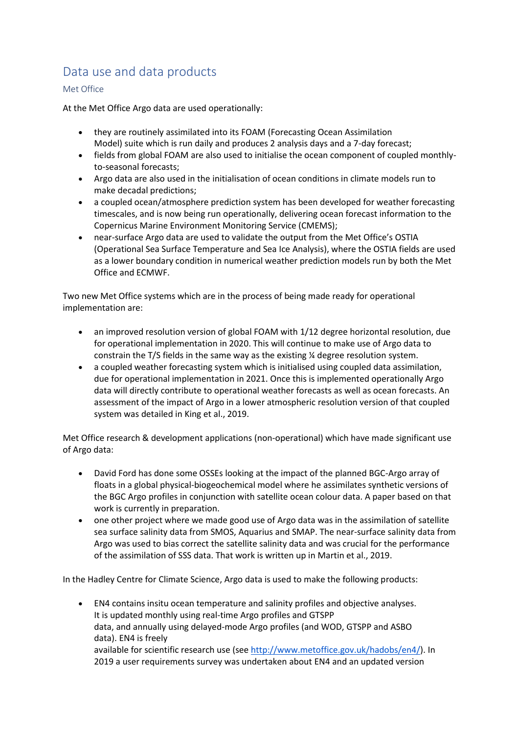## Data use and data products

### Met Office

At the Met Office Argo data are used operationally:

- they are routinely assimilated into its FOAM (Forecasting Ocean Assimilation Model) suite which is run daily and produces 2 analysis days and a 7-day forecast;
- fields from global FOAM are also used to initialise the ocean component of coupled monthly-to-seasonal forecasts;
- Argo data are also used in the initialisation of ocean conditions in climate models run to make decadal predictions;
- a coupled ocean/atmosphere prediction system has been developed for weather forecasting timescales, and is now being run operationally, delivering ocean forecast information to the Copernicus Marine Environment Monitoring Service (CMEMS);
- near-surface Argo data are used to validate the output from the Met Office's OSTIA (Operational Sea Surface Temperature and Sea Ice Analysis), where the OSTIA fields are used as a lower boundary condition in numerical weather prediction models run by both the Met Office and ECMWF.

Two new Met Office systems which are in the process of being made ready for operational implementation are:

- an improved resolution version of global FOAM with 1/12 degree horizontal resolution, due for operational implementation in 2020. This will continue to make use of Argo data to constrain the T/S fields in the same way as the existing ¼ degree resolution system.
- a coupled weather forecasting system which is initialised using coupled data assimilation, due for operational implementation in 2021. Once this is implemented operationally Argo data will directly contribute to operational weather forecasts as well as ocean forecasts. An assessment of the impact of Argo in a lower atmospheric resolution version of that coupled system was detailed in King et al., 2019.

Met Office research & development applications (non-operational) which have made significant use of Argo data:

- David Ford has done some OSSEs looking at the impact of the planned BGC-Argo array of floats in a global physical-biogeochemical model where he assimilates synthetic versions of the BGC Argo profiles in conjunction with satellite ocean colour data. A paper based on that work is currently in preparation.
- one other project where we made good use of Argo data was in the assimilation of satellite sea surface salinity data from SMOS, Aquarius and SMAP. The near-surface salinity data from Argo was used to bias correct the satellite salinity data and was crucial for the performance of the assimilation of SSS data. That work is written up in Martin et al., 2019.

In the Hadley Centre for Climate Science, Argo data is used to make the following products:

- EN4 contains insitu ocean temperature and salinity profiles and objective analyses. It is updated monthly using real-time Argo profiles and GTSPP data, and annually using delayed-mode Argo profiles (and WOD, GTSPP and ASBO data). EN4 is freely available for scientific research use (see http://www.metoffice.gov.uk/hadobs/en4/). In 2019 a user requirements survey was undertaken about EN4 and an updated version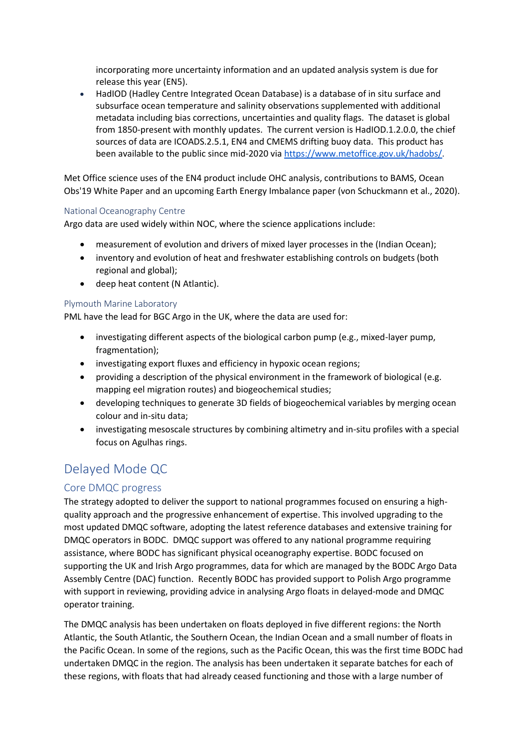incorporating more uncertainty information and an updated analysis system is due for release this year (EN5).

- HadIOD (Hadley Centre Integrated Ocean Database) is a database of in situ surface and subsurface ocean temperature and salinity observations supplemented with additional metadata including bias corrections, uncertainties and quality flags. The dataset is global from 1850-present with monthly updates. The current version is HadIOD.1.2.0.0, the chief sources of data are ICOADS.2.5.1, EN4 and CMEMS drifting buoy data. This product has been available to the public since mid-2020 via https://www.metoffice.gov.uk/hadobs/.

Met Office science uses of the EN4 product include OHC analysis, contributions to BAMS, Ocean Obs'19 White Paper and an upcoming Earth Energy Imbalance paper (von Schuckmann et al., 2020).

### National Oceanography Centre

Argo data are used widely within NOC, where the science applications include:

- measurement of evolution and drivers of mixed layer processes in the (Indian Ocean);
- inventory and evolution of heat and freshwater establishing controls on budgets (both regional and global);
- deep heat content (N Atlantic).

### Plymouth Marine Laboratory

PML have the lead for BGC Argo in the UK, where the data are used for:

- investigating different aspects of the biological carbon pump (e.g., mixed-layer pump, fragmentation);
- investigating export fluxes and efficiency in hypoxic ocean regions;
- providing a description of the physical environment in the framework of biological (e.g. mapping eel migration routes) and biogeochemical studies;
- developing techniques to generate 3D fields of biogeochemical variables by merging ocean colour and in-situ data;
- investigating mesoscale structures by combining altimetry and in-situ profiles with a special focus on Agulhas rings.

## Delayed Mode QC

### Core DMQC progress

The strategy adopted to deliver the support to national programmes focused on ensuring a high-quality approach and the progressive enhancement of expertise. This involved upgrading to the most updated DMQC software, adopting the latest reference databases and extensive training for DMQC operators in BODC. DMQC support was offered to any national programme requiring assistance, where BODC has significant physical oceanography expertise. BODC focused on supporting the UK and Irish Argo programmes, data for which are managed by the BODC Argo Data Assembly Centre (DAC) function. Recently BODC has provided support to Polish Argo programme with support in reviewing, providing advice in analysing Argo floats in delayed-mode and DMQC operator training.

The DMQC analysis has been undertaken on floats deployed in five different regions: the North Atlantic, the South Atlantic, the Southern Ocean, the Indian Ocean and a small number of floats in the Pacific Ocean. In some of the regions, such as the Pacific Ocean, this was the first time BODC had undertaken DMQC in the region. The analysis has been undertaken it separate batches for each of these regions, with floats that had already ceased functioning and those with a large number of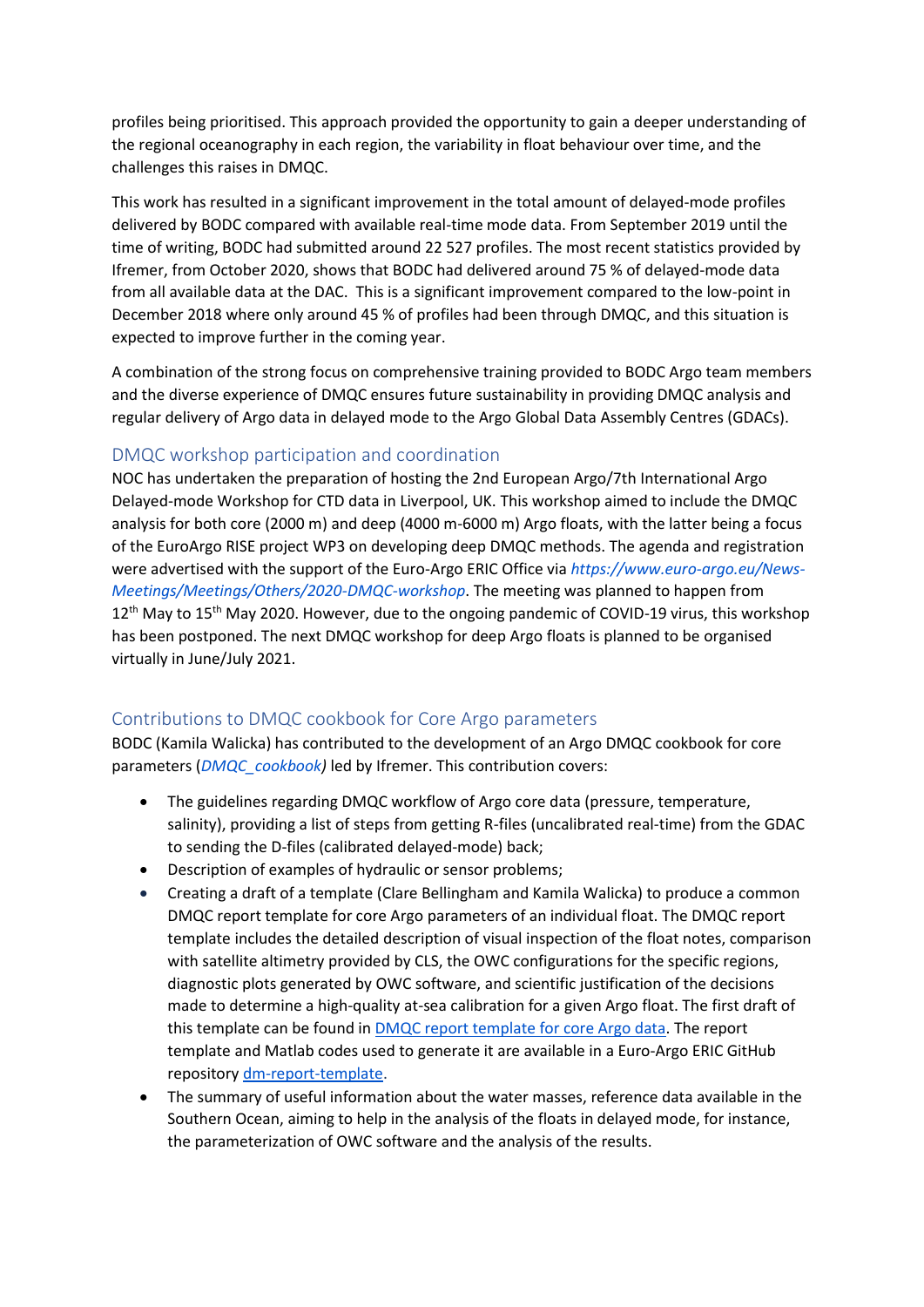profiles being prioritised. This approach provided the opportunity to gain a deeper understanding of the regional oceanography in each region, the variability in float behaviour over time, and the challenges this raises in DMQC.

This work has resulted in a significant improvement in the total amount of delayed-mode profiles delivered by BODC compared with available real-time mode data. From September 2019 until the time of writing, BODC had submitted around 22 527 profiles. The most recent statistics provided by Ifremer, from October 2020, shows that BODC had delivered around 75 % of delayed-mode data from all available data at the DAC. This is a significant improvement compared to the low-point in December 2018 where only around 45 % of profiles had been through DMQC, and this situation is expected to improve further in the coming year.

A combination of the strong focus on comprehensive training provided to BODC Argo team members and the diverse experience of DMQC ensures future sustainability in providing DMQC analysis and regular delivery of Argo data in delayed mode to the Argo Global Data Assembly Centres (GDACs).

## DMQC workshop participation and coordination

NOC has undertaken the preparation of hosting the 2nd European Argo/7th International Argo Delayed-mode Workshop for CTD data in Liverpool, UK. This workshop aimed to include the DMQC analysis for both core (2000 m) and deep (4000 m-6000 m) Argo floats, with the latter being a focus of the EuroArgo RISE project WP3 on developing deep DMQC methods. The agenda and registration were advertised with the support of the Euro-Argo ERIC Office via *https://www.euro-argo.eu/News-Meetings/Meetings/Others/2020-DMQC-workshop*. The meeting was planned to happen from 12th May to 15th May 2020. However, due to the ongoing pandemic of COVID-19 virus, this workshop has been postponed. The next DMQC workshop for deep Argo floats is planned to be organised virtually in June/July 2021.

## Contributions to DMQC cookbook for Core Argo parameters

BODC (Kamila Walicka) has contributed to the development of an Argo DMQC cookbook for core parameters (*DMQC_cookbook)* led by Ifremer. This contribution covers:

- The guidelines regarding DMQC workflow of Argo core data (pressure, temperature, salinity), providing a list of steps from getting R-files (uncalibrated real-time) from the GDAC to sending the D-files (calibrated delayed-mode) back;
- Description of examples of hydraulic or sensor problems;
- Creating a draft of a template (Clare Bellingham and Kamila Walicka) to produce a common DMQC report template for core Argo parameters of an individual float. The DMQC report template includes the detailed description of visual inspection of the float notes, comparison with satellite altimetry provided by CLS, the OWC configurations for the specific regions, diagnostic plots generated by OWC software, and scientific justification of the decisions made to determine a high-quality at-sea calibration for a given Argo float. The first draft of this template can be found in DMQC report template for core Argo data. The report template and Matlab codes used to generate it are available in a Euro-Argo ERIC GitHub repository dm-report-template.
- The summary of useful information about the water masses, reference data available in the Southern Ocean, aiming to help in the analysis of the floats in delayed mode, for instance, the parameterization of OWC software and the analysis of the results.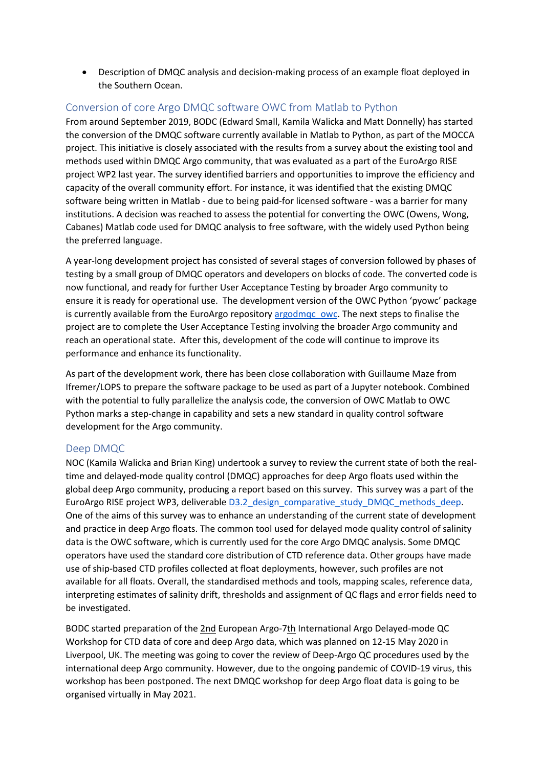- Description of DMQC analysis and decision-making process of an example float deployed in the Southern Ocean.

## Conversion of core Argo DMQC software OWC from Matlab to Python

From around September 2019, BODC (Edward Small, Kamila Walicka and Matt Donnelly) has started the conversion of the DMQC software currently available in Matlab to Python, as part of the MOCCA project. This initiative is closely associated with the results from a survey about the existing tool and methods used within DMQC Argo community, that was evaluated as a part of the EuroArgo RISE project WP2 last year. The survey identified barriers and opportunities to improve the efficiency and capacity of the overall community effort. For instance, it was identified that the existing DMQC software being written in Matlab - due to being paid-for licensed software - was a barrier for many institutions. A decision was reached to assess the potential for converting the OWC (Owens, Wong, Cabanes) Matlab code used for DMQC analysis to free software, with the widely used Python being the preferred language.

A year-long development project has consisted of several stages of conversion followed by phases of testing by a small group of DMQC operators and developers on blocks of code. The converted code is now functional, and ready for further User Acceptance Testing by broader Argo community to ensure it is ready for operational use. The development version of the OWC Python 'pyowc' package is currently available from the EuroArgo repository argodmqc_owc. The next steps to finalise the project are to complete the User Acceptance Testing involving the broader Argo community and reach an operational state. After this, development of the code will continue to improve its performance and enhance its functionality.

As part of the development work, there has been close collaboration with Guillaume Maze from Ifremer/LOPS to prepare the software package to be used as part of a Jupyter notebook. Combined with the potential to fully parallelize the analysis code, the conversion of OWC Matlab to OWC Python marks a step-change in capability and sets a new standard in quality control software development for the Argo community.

## Deep DMQC

NOC (Kamila Walicka and Brian King) undertook a survey to review the current state of both the real-time and delayed-mode quality control (DMQC) approaches for deep Argo floats used within the global deep Argo community, producing a report based on this survey. This survey was a part of the EuroArgo RISE project WP3, deliverable D3.2_design_comparative_study_DMQC_methods_deep. One of the aims of this survey was to enhance an understanding of the current state of development and practice in deep Argo floats. The common tool used for delayed mode quality control of salinity data is the OWC software, which is currently used for the core Argo DMQC analysis. Some DMQC operators have used the standard core distribution of CTD reference data. Other groups have made use of ship-based CTD profiles collected at float deployments, however, such profiles are not available for all floats. Overall, the standardised methods and tools, mapping scales, reference data, interpreting estimates of salinity drift, thresholds and assignment of QC flags and error fields need to be investigated.

BODC started preparation of the 2nd European Argo-7th International Argo Delayed-mode QC Workshop for CTD data of core and deep Argo data, which was planned on 12-15 May 2020 in Liverpool, UK. The meeting was going to cover the review of Deep-Argo QC procedures used by the international deep Argo community. However, due to the ongoing pandemic of COVID-19 virus, this workshop has been postponed. The next DMQC workshop for deep Argo float data is going to be organised virtually in May 2021.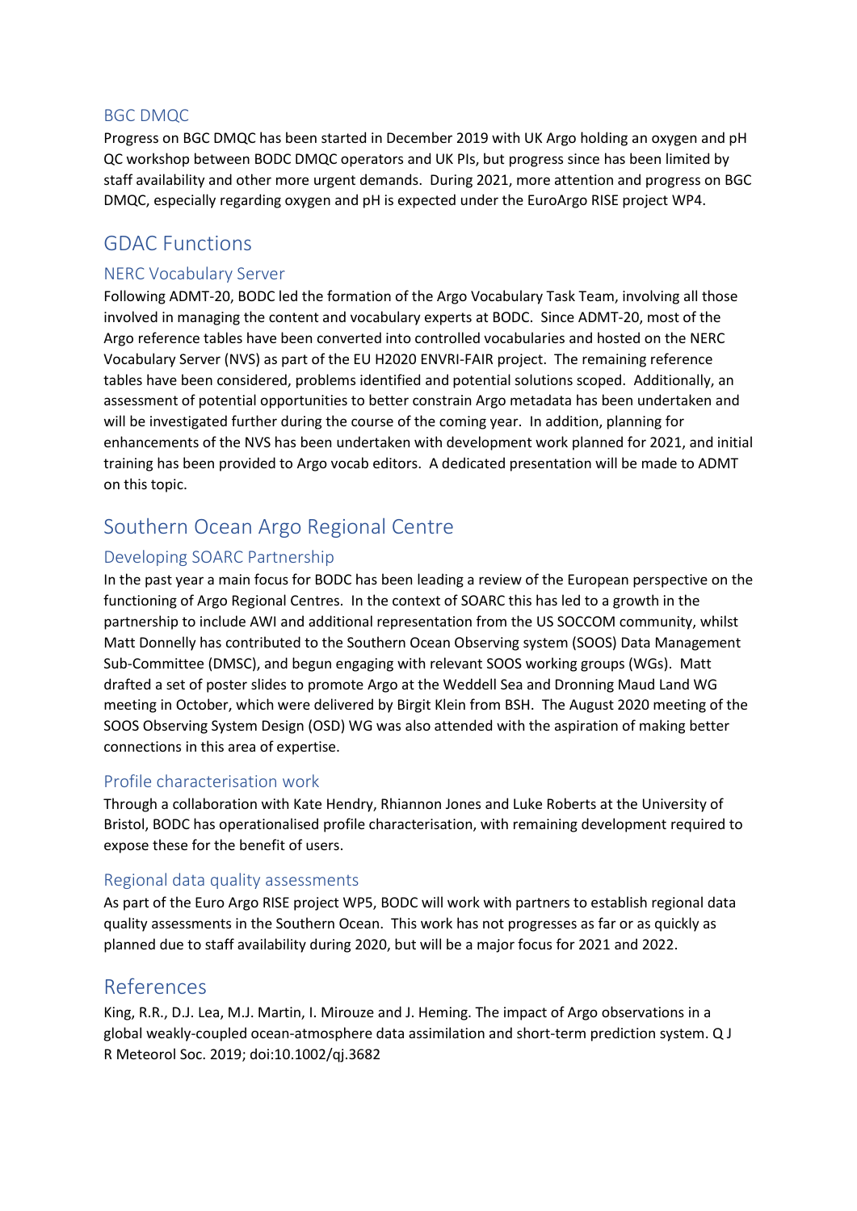### BGC DMQC

Progress on BGC DMQC has been started in December 2019 with UK Argo holding an oxygen and pH QC workshop between BODC DMQC operators and UK PIs, but progress since has been limited by staff availability and other more urgent demands. During 2021, more attention and progress on BGC DMQC, especially regarding oxygen and pH is expected under the EuroArgo RISE project WP4.

## GDAC Functions

### NERC Vocabulary Server

Following ADMT-20, BODC led the formation of the Argo Vocabulary Task Team, involving all those involved in managing the content and vocabulary experts at BODC. Since ADMT-20, most of the Argo reference tables have been converted into controlled vocabularies and hosted on the NERC Vocabulary Server (NVS) as part of the EU H2020 ENVRI-FAIR project. The remaining reference tables have been considered, problems identified and potential solutions scoped. Additionally, an assessment of potential opportunities to better constrain Argo metadata has been undertaken and will be investigated further during the course of the coming year. In addition, planning for enhancements of the NVS has been undertaken with development work planned for 2021, and initial training has been provided to Argo vocab editors. A dedicated presentation will be made to ADMT on this topic.

## Southern Ocean Argo Regional Centre

### Developing SOARC Partnership

In the past year a main focus for BODC has been leading a review of the European perspective on the functioning of Argo Regional Centres. In the context of SOARC this has led to a growth in the partnership to include AWI and additional representation from the US SOCCOM community, whilst Matt Donnelly has contributed to the Southern Ocean Observing system (SOOS) Data Management Sub-Committee (DMSC), and begun engaging with relevant SOOS working groups (WGs). Matt drafted a set of poster slides to promote Argo at the Weddell Sea and Dronning Maud Land WG meeting in October, which were delivered by Birgit Klein from BSH. The August 2020 meeting of the SOOS Observing System Design (OSD) WG was also attended with the aspiration of making better connections in this area of expertise.

### Profile characterisation work

Through a collaboration with Kate Hendry, Rhiannon Jones and Luke Roberts at the University of Bristol, BODC has operationalised profile characterisation, with remaining development required to expose these for the benefit of users.

### Regional data quality assessments

As part of the Euro Argo RISE project WP5, BODC will work with partners to establish regional data quality assessments in the Southern Ocean. This work has not progresses as far or as quickly as planned due to staff availability during 2020, but will be a major focus for 2021 and 2022.

## References

King, R.R., D.J. Lea, M.J. Martin, I. Mirouze and J. Heming. The impact of Argo observations in a global weakly-coupled ocean-atmosphere data assimilation and short-term prediction system. Q J R Meteorol Soc. 2019; doi:10.1002/qj.3682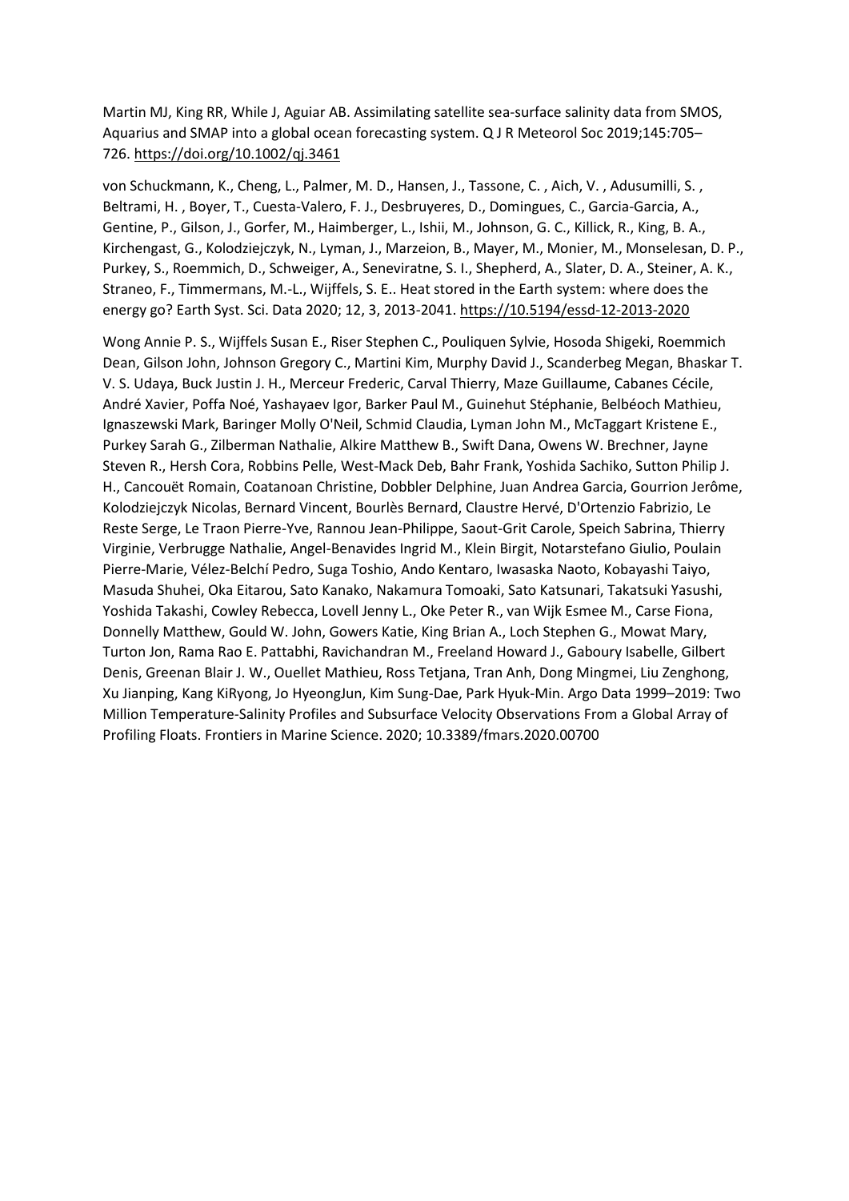Martin MJ, King RR, While J, Aguiar AB. Assimilating satellite sea-surface salinity data from SMOS, Aquarius and SMAP into a global ocean forecasting system. Q J R Meteorol Soc 2019;145:705–726. https://doi.org/10.1002/qj.3461

von Schuckmann, K., Cheng, L., Palmer, M. D., Hansen, J., Tassone, C. , Aich, V. , Adusumilli, S. , Beltrami, H. , Boyer, T., Cuesta-Valero, F. J., Desbruyeres, D., Domingues, C., Garcia-Garcia, A., Gentine, P., Gilson, J., Gorfer, M., Haimberger, L., Ishii, M., Johnson, G. C., Killick, R., King, B. A., Kirchengast, G., Kolodziejczyk, N., Lyman, J., Marzeion, B., Mayer, M., Monier, M., Monselesan, D. P., Purkey, S., Roemmich, D., Schweiger, A., Seneviratne, S. I., Shepherd, A., Slater, D. A., Steiner, A. K., Straneo, F., Timmermans, M.-L., Wijffels, S. E.. Heat stored in the Earth system: where does the energy go? Earth Syst. Sci. Data 2020; 12, 3, 2013-2041. https://10.5194/essd-12-2013-2020

Wong Annie P. S., Wijffels Susan E., Riser Stephen C., Pouliquen Sylvie, Hosoda Shigeki, Roemmich Dean, Gilson John, Johnson Gregory C., Martini Kim, Murphy David J., Scanderbeg Megan, Bhaskar T. V. S. Udaya, Buck Justin J. H., Merceur Frederic, Carval Thierry, Maze Guillaume, Cabanes Cécile, André Xavier, Poffa Noé, Yashayaev Igor, Barker Paul M., Guinehut Stéphanie, Belbéoch Mathieu, Ignaszewski Mark, Baringer Molly O'Neil, Schmid Claudia, Lyman John M., McTaggart Kristene E., Purkey Sarah G., Zilberman Nathalie, Alkire Matthew B., Swift Dana, Owens W. Brechner, Jayne Steven R., Hersh Cora, Robbins Pelle, West-Mack Deb, Bahr Frank, Yoshida Sachiko, Sutton Philip J. H., Cancouët Romain, Coatanoan Christine, Dobbler Delphine, Juan Andrea Garcia, Gourrion Jerôme, Kolodziejczyk Nicolas, Bernard Vincent, Bourlès Bernard, Claustre Hervé, D'Ortenzio Fabrizio, Le Reste Serge, Le Traon Pierre-Yve, Rannou Jean-Philippe, Saout-Grit Carole, Speich Sabrina, Thierry Virginie, Verbrugge Nathalie, Angel-Benavides Ingrid M., Klein Birgit, Notarstefano Giulio, Poulain Pierre-Marie, Vélez-Belchí Pedro, Suga Toshio, Ando Kentaro, Iwasaska Naoto, Kobayashi Taiyo, Masuda Shuhei, Oka Eitarou, Sato Kanako, Nakamura Tomoaki, Sato Katsunari, Takatsuki Yasushi, Yoshida Takashi, Cowley Rebecca, Lovell Jenny L., Oke Peter R., van Wijk Esmee M., Carse Fiona, Donnelly Matthew, Gould W. John, Gowers Katie, King Brian A., Loch Stephen G., Mowat Mary, Turton Jon, Rama Rao E. Pattabhi, Ravichandran M., Freeland Howard J., Gaboury Isabelle, Gilbert Denis, Greenan Blair J. W., Ouellet Mathieu, Ross Tetjana, Tran Anh, Dong Mingmei, Liu Zenghong, Xu Jianping, Kang KiRyong, Jo HyeongJun, Kim Sung-Dae, Park Hyuk-Min. Argo Data 1999–2019: Two Million Temperature-Salinity Profiles and Subsurface Velocity Observations From a Global Array of Profiling Floats. Frontiers in Marine Science. 2020; 10.3389/fmars.2020.00700